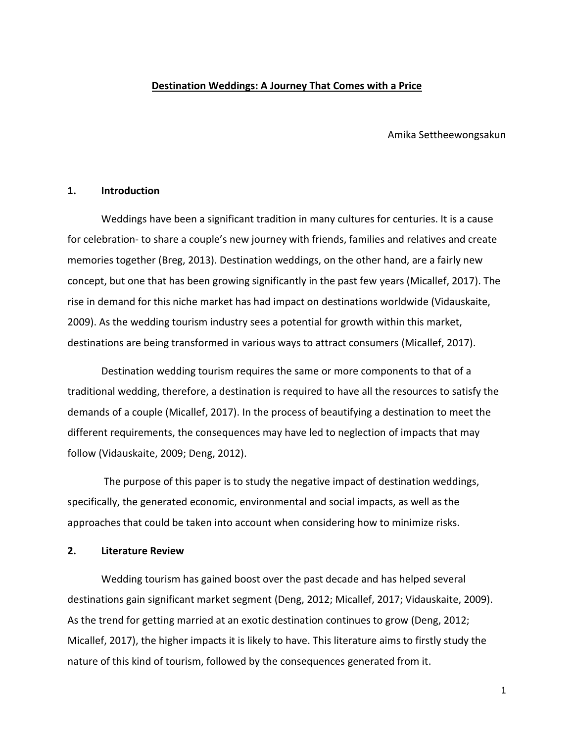# Destination Weddings: A Journey That Comes with a Price

Amika Settheewongsakun

## 1. Introduction

Weddings have been a significant tradition in many cultures for centuries. It is a cause for celebration- to share a couple's new journey with friends, families and relatives and create memories together (Breg, 2013). Destination weddings, on the other hand, are a fairly new concept, but one that has been growing significantly in the past few years (Micallef, 2017). The rise in demand for this niche market has had impact on destinations worldwide (Vidauskaite, 2009). As the wedding tourism industry sees a potential for growth within this market, destinations are being transformed in various ways to attract consumers (Micallef, 2017).

Destination wedding tourism requires the same or more components to that of a traditional wedding, therefore, a destination is required to have all the resources to satisfy the demands of a couple (Micallef, 2017). In the process of beautifying a destination to meet the different requirements, the consequences may have led to neglection of impacts that may follow (Vidauskaite, 2009; Deng, 2012).

The purpose of this paper is to study the negative impact of destination weddings, specifically, the generated economic, environmental and social impacts, as well as the approaches that could be taken into account when considering how to minimize risks.

## 2. Literature Review

Wedding tourism has gained boost over the past decade and has helped several destinations gain significant market segment (Deng, 2012; Micallef, 2017; Vidauskaite, 2009). As the trend for getting married at an exotic destination continues to grow (Deng, 2012; Micallef, 2017), the higher impacts it is likely to have. This literature aims to firstly study the nature of this kind of tourism, followed by the consequences generated from it.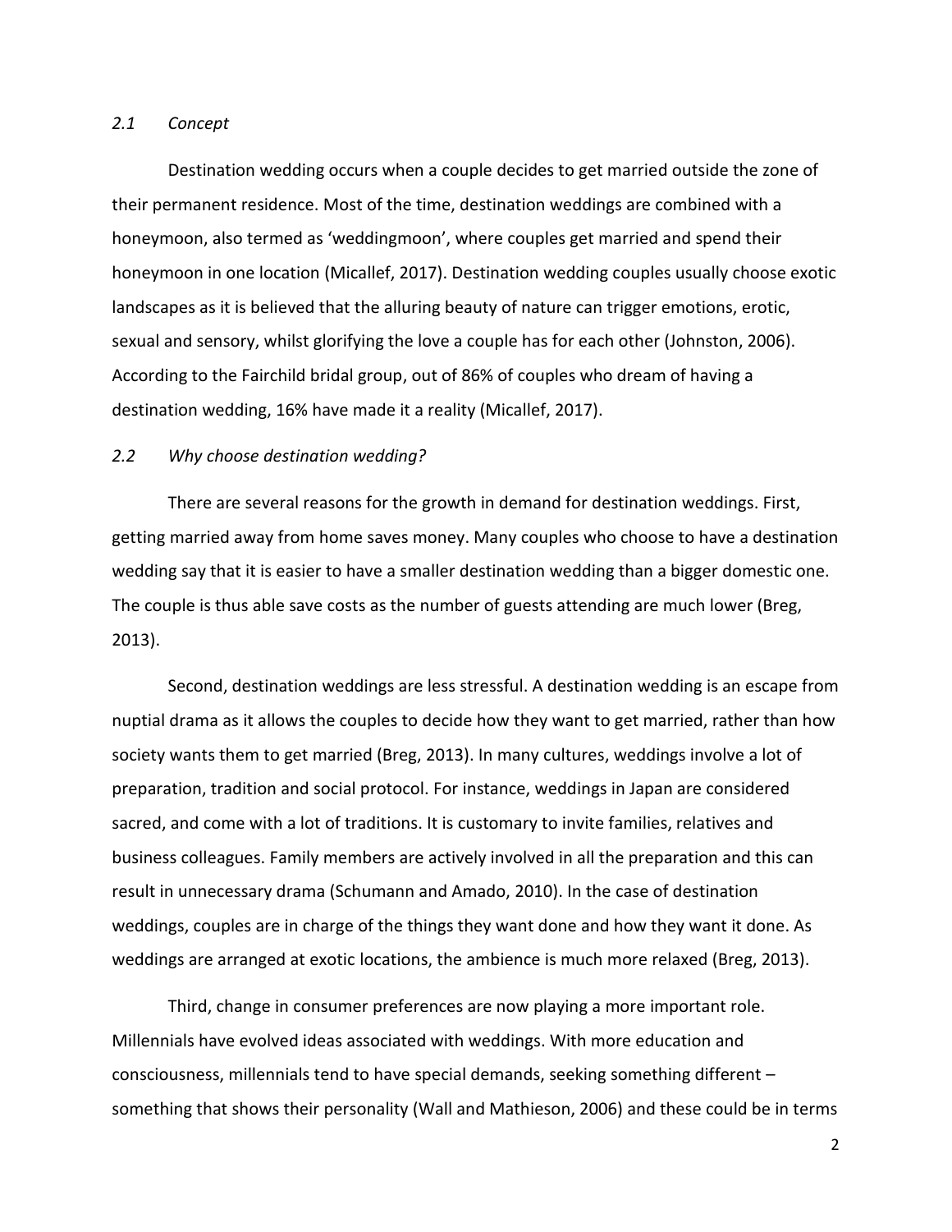### *2.1 Concept*

Destination wedding occurs when a couple decides to get married outside the zone of their permanent residence. Most of the time, destination weddings are combined with a honeymoon, also termed as 'weddingmoon', where couples get married and spend their honeymoon in one location (Micallef, 2017). Destination wedding couples usually choose exotic landscapes as it is believed that the alluring beauty of nature can trigger emotions, erotic, sexual and sensory, whilst glorifying the love a couple has for each other (Johnston, 2006). According to the Fairchild bridal group, out of 86% of couples who dream of having a destination wedding, 16% have made it a reality (Micallef, 2017).

### *2.2 Why choose destination wedding?*

There are several reasons for the growth in demand for destination weddings. First, getting married away from home saves money. Many couples who choose to have a destination wedding say that it is easier to have a smaller destination wedding than a bigger domestic one. The couple is thus able save costs as the number of guests attending are much lower (Breg, 2013).

Second, destination weddings are less stressful. A destination wedding is an escape from nuptial drama as it allows the couples to decide how they want to get married, rather than how society wants them to get married (Breg, 2013). In many cultures, weddings involve a lot of preparation, tradition and social protocol. For instance, weddings in Japan are considered sacred, and come with a lot of traditions. It is customary to invite families, relatives and business colleagues. Family members are actively involved in all the preparation and this can result in unnecessary drama (Schumann and Amado, 2010). In the case of destination weddings, couples are in charge of the things they want done and how they want it done. As weddings are arranged at exotic locations, the ambience is much more relaxed (Breg, 2013).

Third, change in consumer preferences are now playing a more important role. Millennials have evolved ideas associated with weddings. With more education and consciousness, millennials tend to have special demands, seeking something different – something that shows their personality (Wall and Mathieson, 2006) and these could be in terms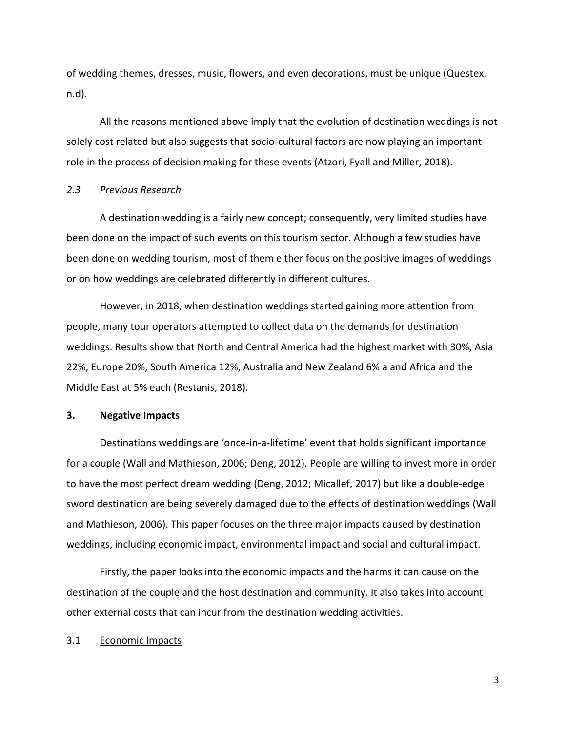of wedding themes, dresses, music, flowers, and even decorations, must be unique (Questex, n.d).

All the reasons mentioned above imply that the evolution of destination weddings is not solely cost related but also suggests that socio-cultural factors are now playing an important role in the process of decision making for these events (Atzori, Fyall and Miller, 2018).

### *2.3 Previous Research*

A destination wedding is a fairly new concept; consequently, very limited studies have been done on the impact of such events on this tourism sector. Although a few studies have been done on wedding tourism, most of them either focus on the positive images of weddings or on how weddings are celebrated differently in different cultures.

However, in 2018, when destination weddings started gaining more attention from people, many tour operators attempted to collect data on the demands for destination weddings. Results show that North and Central America had the highest market with 30%, Asia 22%, Europe 20%, South America 12%, Australia and New Zealand 6% a and Africa and the Middle East at 5% each (Restanis, 2018).

## **3. Negative Impacts**

Destinations weddings are 'once-in-a-lifetime' event that holds significant importance for a couple (Wall and Mathieson, 2006; Deng, 2012). People are willing to invest more in order to have the most perfect dream wedding (Deng, 2012; Micallef, 2017) but like a double-edge sword destination are being severely damaged due to the effects of destination weddings (Wall and Mathieson, 2006). This paper focuses on the three major impacts caused by destination weddings, including economic impact, environmental impact and social and cultural impact.

Firstly, the paper looks into the economic impacts and the harms it can cause on the destination of the couple and the host destination and community. It also takes into account other external costs that can incur from the destination wedding activities.

### 3.1 <u>Economic Impacts</u>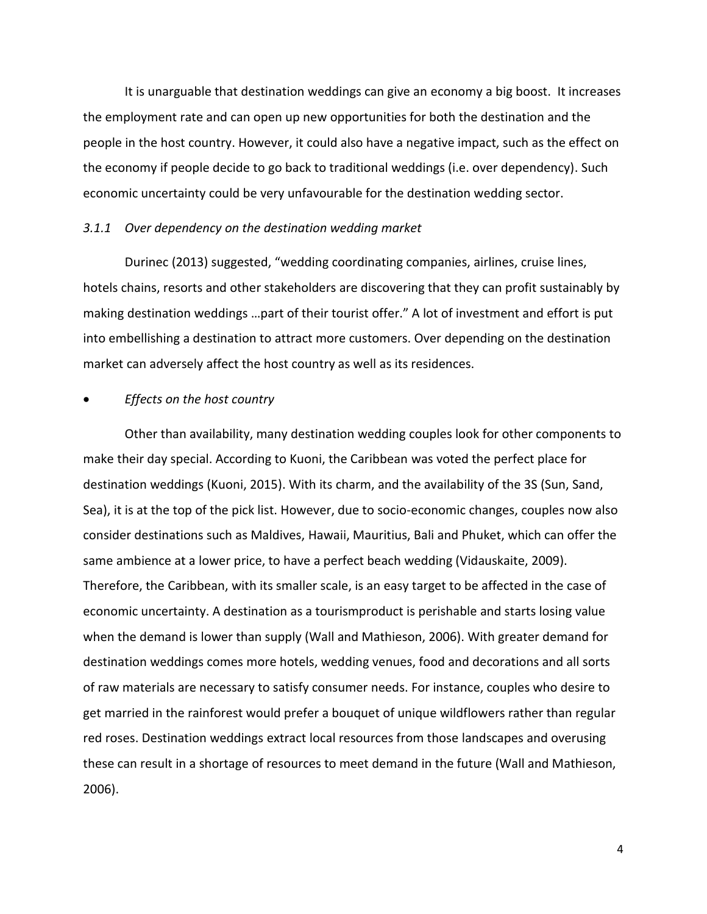It is unarguable that destination weddings can give an economy a big boost. It increases the employment rate and can open up new opportunities for both the destination and the people in the host country. However, it could also have a negative impact, such as the effect on the economy if people decide to go back to traditional weddings (i.e. over dependency). Such economic uncertainty could be very unfavourable for the destination wedding sector.

### *3.1.1 Over dependency on the destination wedding market*

Durinec (2013) suggested, "wedding coordinating companies, airlines, cruise lines, hotels chains, resorts and other stakeholders are discovering that they can profit sustainably by making destination weddings …part of their tourist offer." A lot of investment and effort is put into embellishing a destination to attract more customers. Over depending on the destination market can adversely affect the host country as well as its residences.

- *Effects on the host country*

Other than availability, many destination wedding couples look for other components to make their day special. According to Kuoni, the Caribbean was voted the perfect place for destination weddings (Kuoni, 2015). With its charm, and the availability of the 3S (Sun, Sand, Sea), it is at the top of the pick list. However, due to socio-economic changes, couples now also consider destinations such as Maldives, Hawaii, Mauritius, Bali and Phuket, which can offer the same ambience at a lower price, to have a perfect beach wedding (Vidauskaite, 2009). Therefore, the Caribbean, with its smaller scale, is an easy target to be affected in the case of economic uncertainty. A destination as a tourismproduct is perishable and starts losing value when the demand is lower than supply (Wall and Mathieson, 2006). With greater demand for destination weddings comes more hotels, wedding venues, food and decorations and all sorts of raw materials are necessary to satisfy consumer needs. For instance, couples who desire to get married in the rainforest would prefer a bouquet of unique wildflowers rather than regular red roses. Destination weddings extract local resources from those landscapes and overusing these can result in a shortage of resources to meet demand in the future (Wall and Mathieson, 2006).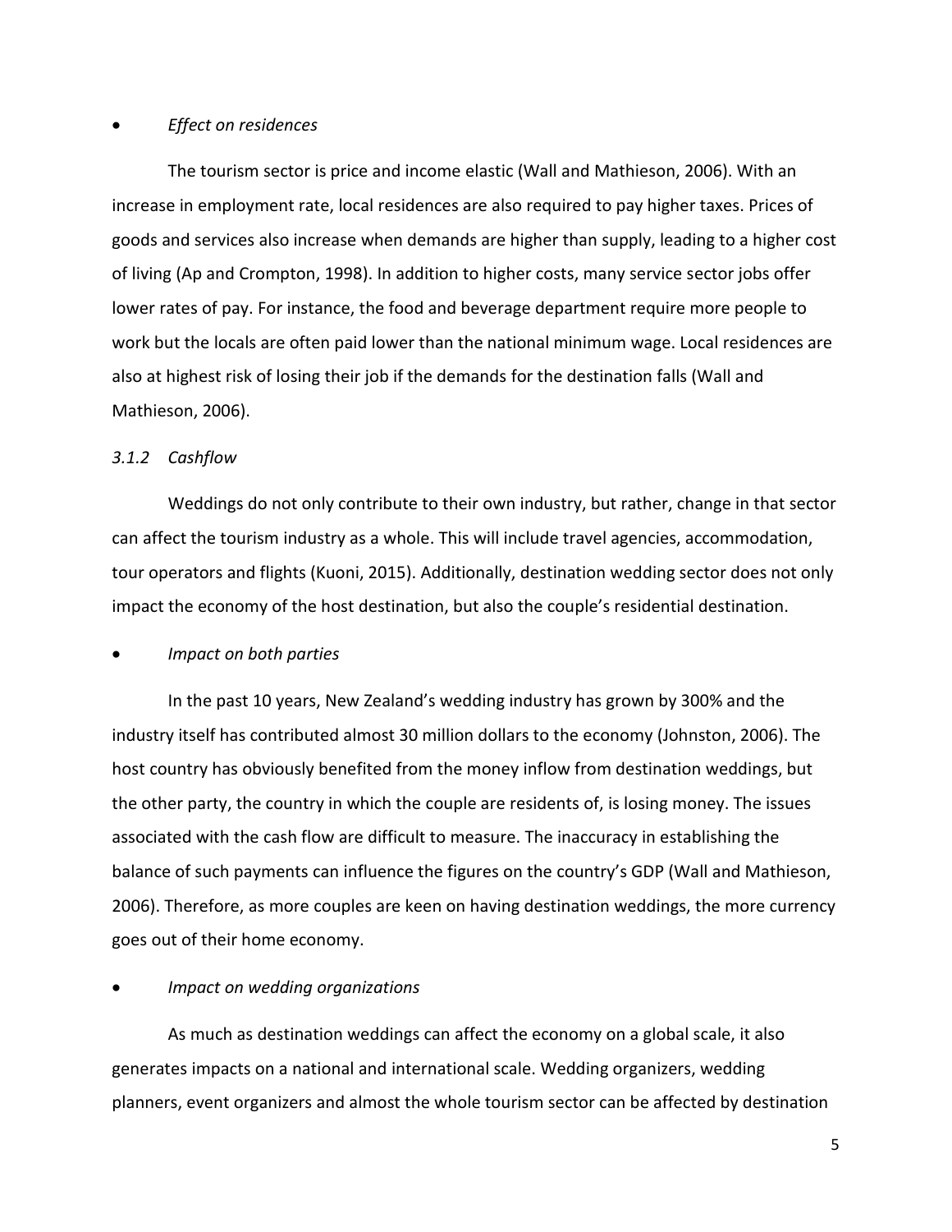- *Effect on residences*

The tourism sector is price and income elastic (Wall and Mathieson, 2006). With an increase in employment rate, local residences are also required to pay higher taxes. Prices of goods and services also increase when demands are higher than supply, leading to a higher cost of living (Ap and Crompton, 1998). In addition to higher costs, many service sector jobs offer lower rates of pay. For instance, the food and beverage department require more people to work but the locals are often paid lower than the national minimum wage. Local residences are also at highest risk of losing their job if the demands for the destination falls (Wall and Mathieson, 2006).

### *3.1.2 Cashflow*

Weddings do not only contribute to their own industry, but rather, change in that sector can affect the tourism industry as a whole. This will include travel agencies, accommodation, tour operators and flights (Kuoni, 2015). Additionally, destination wedding sector does not only impact the economy of the host destination, but also the couple's residential destination.

- *Impact on both parties*

In the past 10 years, New Zealand's wedding industry has grown by 300% and the industry itself has contributed almost 30 million dollars to the economy (Johnston, 2006). The host country has obviously benefited from the money inflow from destination weddings, but the other party, the country in which the couple are residents of, is losing money. The issues associated with the cash flow are difficult to measure. The inaccuracy in establishing the balance of such payments can influence the figures on the country's GDP (Wall and Mathieson, 2006). Therefore, as more couples are keen on having destination weddings, the more currency goes out of their home economy.

- *Impact on wedding organizations*

As much as destination weddings can affect the economy on a global scale, it also generates impacts on a national and international scale. Wedding organizers, wedding planners, event organizers and almost the whole tourism sector can be affected by destination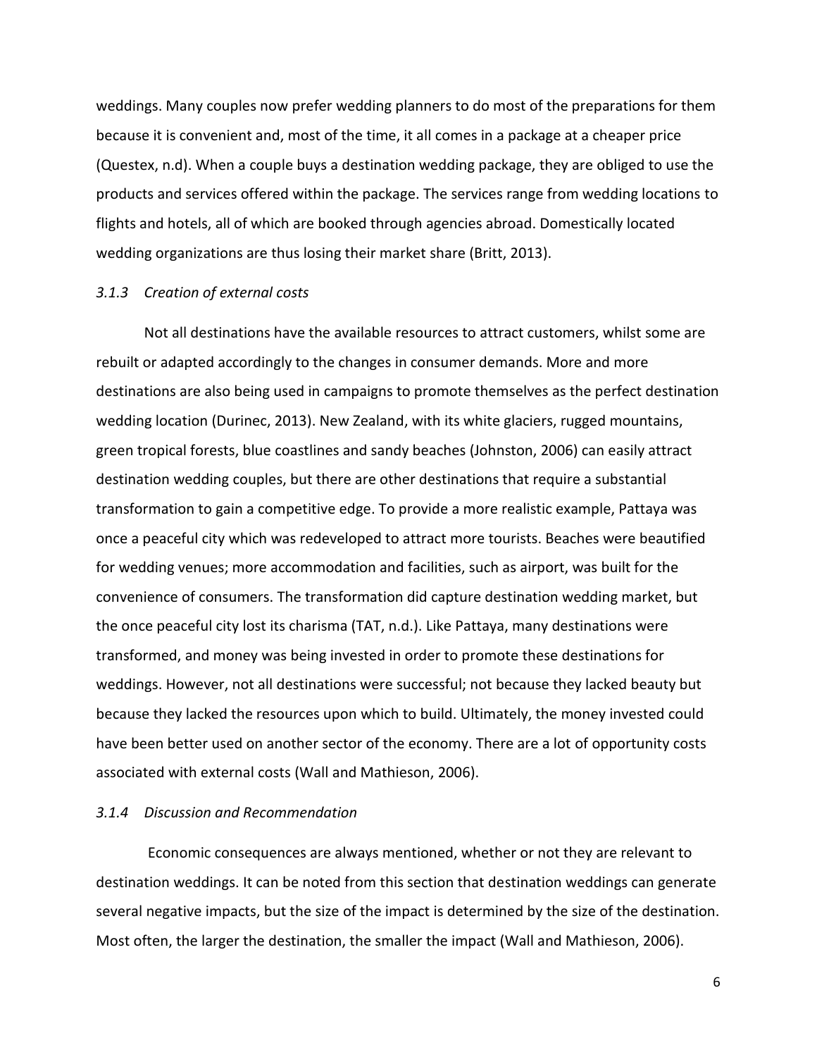weddings. Many couples now prefer wedding planners to do most of the preparations for them because it is convenient and, most of the time, it all comes in a package at a cheaper price (Questex, n.d). When a couple buys a destination wedding package, they are obliged to use the products and services offered within the package. The services range from wedding locations to flights and hotels, all of which are booked through agencies abroad. Domestically located wedding organizations are thus losing their market share (Britt, 2013).

### *3.1.3 Creation of external costs*

Not all destinations have the available resources to attract customers, whilst some are rebuilt or adapted accordingly to the changes in consumer demands. More and more destinations are also being used in campaigns to promote themselves as the perfect destination wedding location (Durinec, 2013). New Zealand, with its white glaciers, rugged mountains, green tropical forests, blue coastlines and sandy beaches (Johnston, 2006) can easily attract destination wedding couples, but there are other destinations that require a substantial transformation to gain a competitive edge. To provide a more realistic example, Pattaya was once a peaceful city which was redeveloped to attract more tourists. Beaches were beautified for wedding venues; more accommodation and facilities, such as airport, was built for the convenience of consumers. The transformation did capture destination wedding market, but the once peaceful city lost its charisma (TAT, n.d.). Like Pattaya, many destinations were transformed, and money was being invested in order to promote these destinations for weddings. However, not all destinations were successful; not because they lacked beauty but because they lacked the resources upon which to build. Ultimately, the money invested could have been better used on another sector of the economy. There are a lot of opportunity costs associated with external costs (Wall and Mathieson, 2006).

### *3.1.4 Discussion and Recommendation*

Economic consequences are always mentioned, whether or not they are relevant to destination weddings. It can be noted from this section that destination weddings can generate several negative impacts, but the size of the impact is determined by the size of the destination. Most often, the larger the destination, the smaller the impact (Wall and Mathieson, 2006).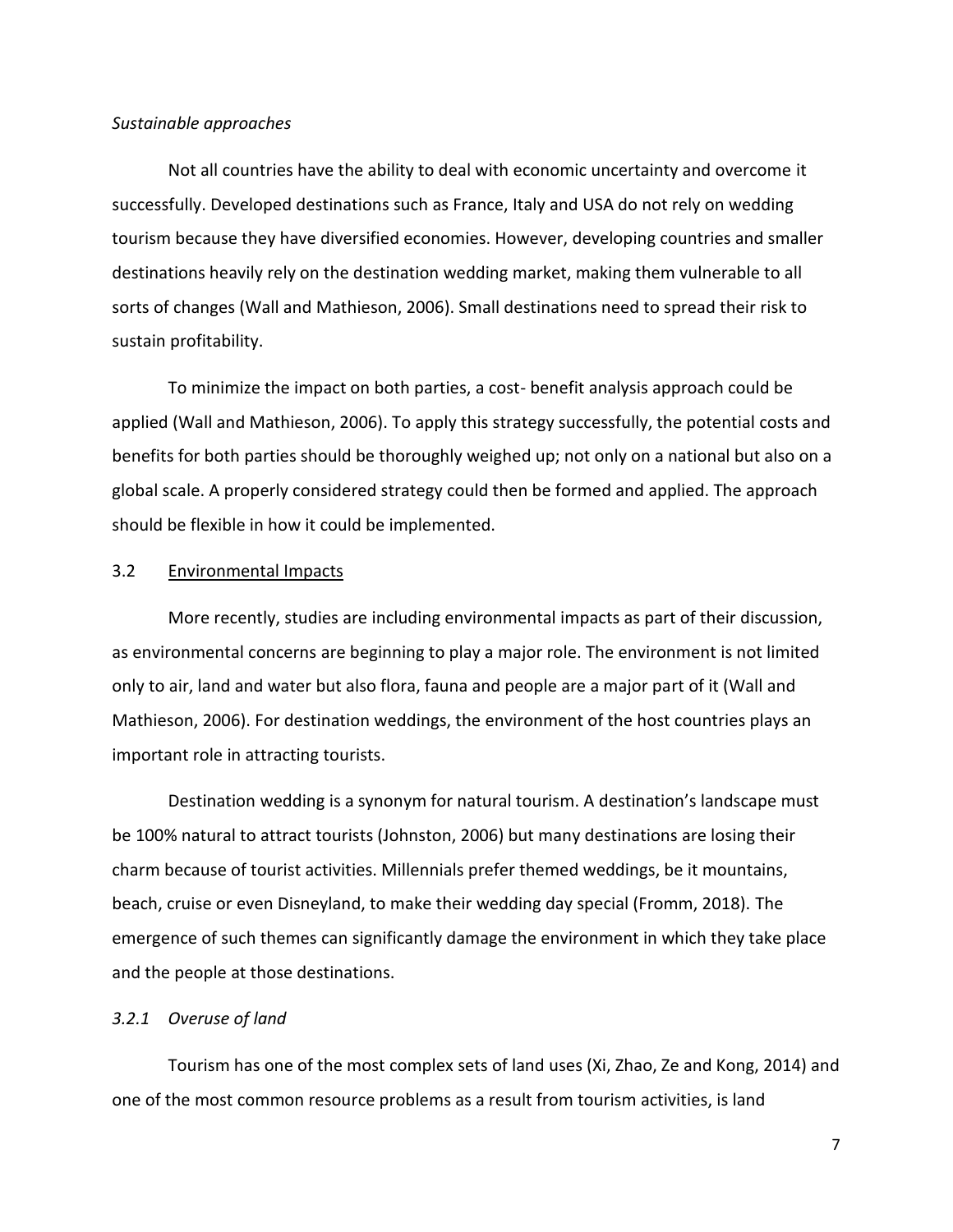*Sustainable approaches*

Not all countries have the ability to deal with economic uncertainty and overcome it successfully. Developed destinations such as France, Italy and USA do not rely on wedding tourism because they have diversified economies. However, developing countries and smaller destinations heavily rely on the destination wedding market, making them vulnerable to all sorts of changes (Wall and Mathieson, 2006). Small destinations need to spread their risk to sustain profitability.

To minimize the impact on both parties, a cost- benefit analysis approach could be applied (Wall and Mathieson, 2006). To apply this strategy successfully, the potential costs and benefits for both parties should be thoroughly weighed up; not only on a national but also on a global scale. A properly considered strategy could then be formed and applied. The approach should be flexible in how it could be implemented.

## 3.2 Environmental Impacts

More recently, studies are including environmental impacts as part of their discussion, as environmental concerns are beginning to play a major role. The environment is not limited only to air, land and water but also flora, fauna and people are a major part of it (Wall and Mathieson, 2006). For destination weddings, the environment of the host countries plays an important role in attracting tourists.

Destination wedding is a synonym for natural tourism. A destination's landscape must be 100% natural to attract tourists (Johnston, 2006) but many destinations are losing their charm because of tourist activities. Millennials prefer themed weddings, be it mountains, beach, cruise or even Disneyland, to make their wedding day special (Fromm, 2018). The emergence of such themes can significantly damage the environment in which they take place and the people at those destinations.

### *3.2.1 Overuse of land*

Tourism has one of the most complex sets of land uses (Xi, Zhao, Ze and Kong, 2014) and one of the most common resource problems as a result from tourism activities, is land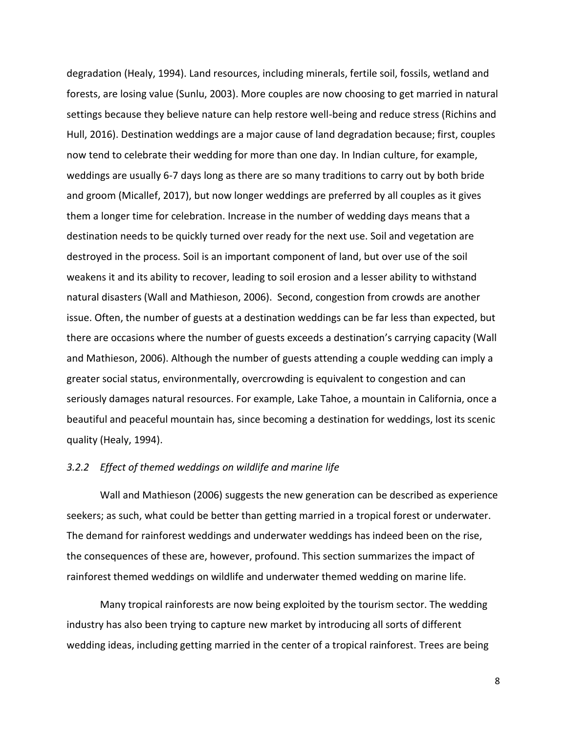degradation (Healy, 1994). Land resources, including minerals, fertile soil, fossils, wetland and forests, are losing value (Sunlu, 2003). More couples are now choosing to get married in natural settings because they believe nature can help restore well-being and reduce stress (Richins and Hull, 2016). Destination weddings are a major cause of land degradation because; first, couples now tend to celebrate their wedding for more than one day. In Indian culture, for example, weddings are usually 6-7 days long as there are so many traditions to carry out by both bride and groom (Micallef, 2017), but now longer weddings are preferred by all couples as it gives them a longer time for celebration. Increase in the number of wedding days means that a destination needs to be quickly turned over ready for the next use. Soil and vegetation are destroyed in the process. Soil is an important component of land, but over use of the soil weakens it and its ability to recover, leading to soil erosion and a lesser ability to withstand natural disasters (Wall and Mathieson, 2006). Second, congestion from crowds are another issue. Often, the number of guests at a destination weddings can be far less than expected, but there are occasions where the number of guests exceeds a destination's carrying capacity (Wall and Mathieson, 2006). Although the number of guests attending a couple wedding can imply a greater social status, environmentally, overcrowding is equivalent to congestion and can seriously damages natural resources. For example, Lake Tahoe, a mountain in California, once a beautiful and peaceful mountain has, since becoming a destination for weddings, lost its scenic quality (Healy, 1994).

### *3.2.2 Effect of themed weddings on wildlife and marine life*

Wall and Mathieson (2006) suggests the new generation can be described as experience seekers; as such, what could be better than getting married in a tropical forest or underwater. The demand for rainforest weddings and underwater weddings has indeed been on the rise, the consequences of these are, however, profound. This section summarizes the impact of rainforest themed weddings on wildlife and underwater themed wedding on marine life.

Many tropical rainforests are now being exploited by the tourism sector. The wedding industry has also been trying to capture new market by introducing all sorts of different wedding ideas, including getting married in the center of a tropical rainforest. Trees are being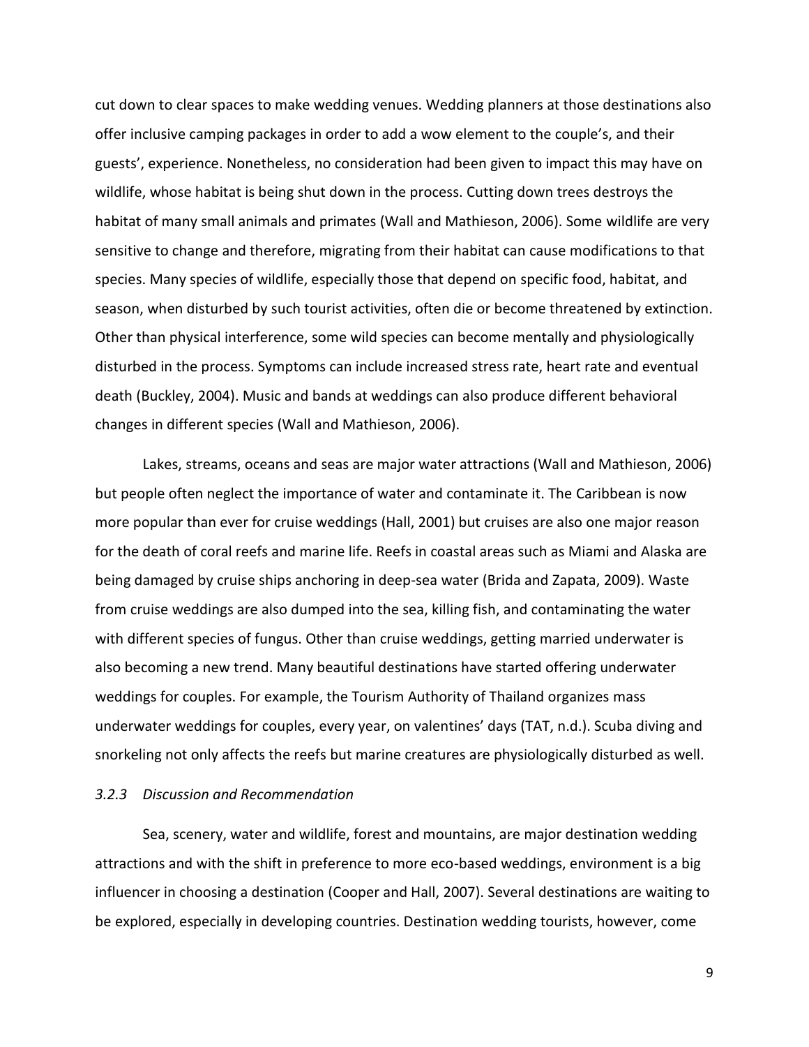cut down to clear spaces to make wedding venues. Wedding planners at those destinations also offer inclusive camping packages in order to add a wow element to the couple's, and their guests', experience. Nonetheless, no consideration had been given to impact this may have on wildlife, whose habitat is being shut down in the process. Cutting down trees destroys the habitat of many small animals and primates (Wall and Mathieson, 2006). Some wildlife are very sensitive to change and therefore, migrating from their habitat can cause modifications to that species. Many species of wildlife, especially those that depend on specific food, habitat, and season, when disturbed by such tourist activities, often die or become threatened by extinction. Other than physical interference, some wild species can become mentally and physiologically disturbed in the process. Symptoms can include increased stress rate, heart rate and eventual death (Buckley, 2004). Music and bands at weddings can also produce different behavioral changes in different species (Wall and Mathieson, 2006).

Lakes, streams, oceans and seas are major water attractions (Wall and Mathieson, 2006) but people often neglect the importance of water and contaminate it. The Caribbean is now more popular than ever for cruise weddings (Hall, 2001) but cruises are also one major reason for the death of coral reefs and marine life. Reefs in coastal areas such as Miami and Alaska are being damaged by cruise ships anchoring in deep-sea water (Brida and Zapata, 2009). Waste from cruise weddings are also dumped into the sea, killing fish, and contaminating the water with different species of fungus. Other than cruise weddings, getting married underwater is also becoming a new trend. Many beautiful destinations have started offering underwater weddings for couples. For example, the Tourism Authority of Thailand organizes mass underwater weddings for couples, every year, on valentines' days (TAT, n.d.). Scuba diving and snorkeling not only affects the reefs but marine creatures are physiologically disturbed as well.

### *3.2.3 Discussion and Recommendation*

Sea, scenery, water and wildlife, forest and mountains, are major destination wedding attractions and with the shift in preference to more eco-based weddings, environment is a big influencer in choosing a destination (Cooper and Hall, 2007). Several destinations are waiting to be explored, especially in developing countries. Destination wedding tourists, however, come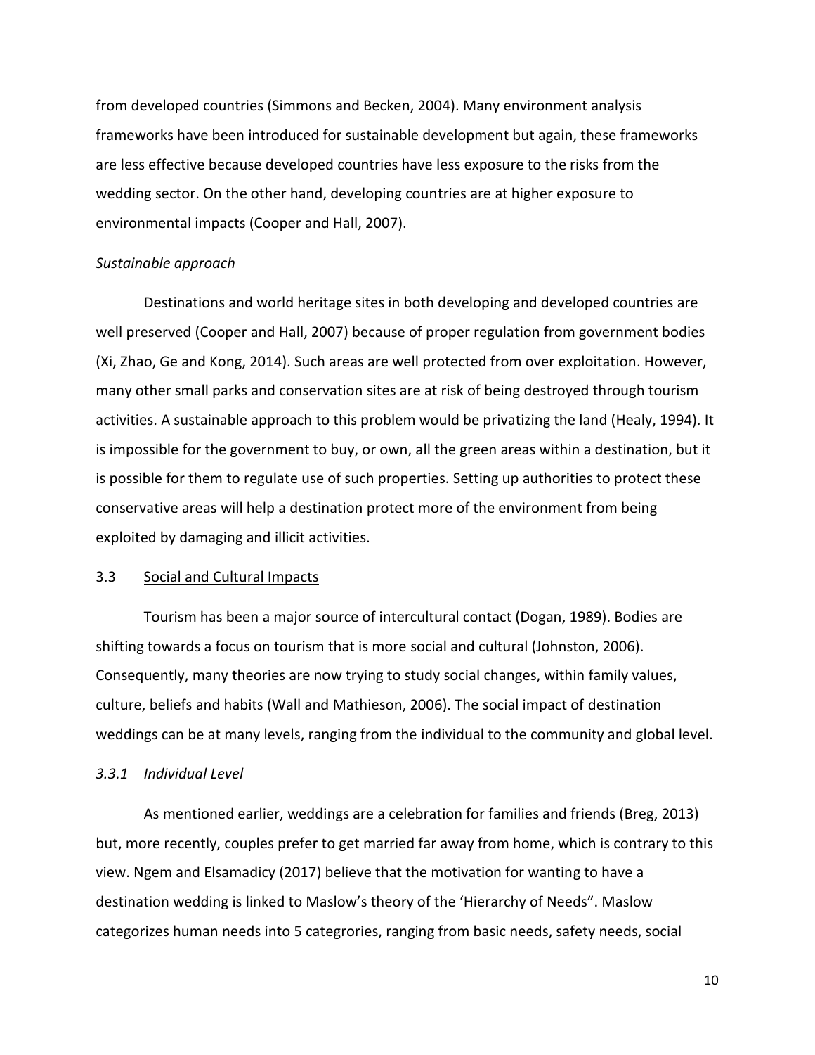from developed countries (Simmons and Becken, 2004). Many environment analysis frameworks have been introduced for sustainable development but again, these frameworks are less effective because developed countries have less exposure to the risks from the wedding sector. On the other hand, developing countries are at higher exposure to environmental impacts (Cooper and Hall, 2007).

*Sustainable approach*

Destinations and world heritage sites in both developing and developed countries are well preserved (Cooper and Hall, 2007) because of proper regulation from government bodies (Xi, Zhao, Ge and Kong, 2014). Such areas are well protected from over exploitation. However, many other small parks and conservation sites are at risk of being destroyed through tourism activities. A sustainable approach to this problem would be privatizing the land (Healy, 1994). It is impossible for the government to buy, or own, all the green areas within a destination, but it is possible for them to regulate use of such properties. Setting up authorities to protect these conservative areas will help a destination protect more of the environment from being exploited by damaging and illicit activities.

## 3.3 Social and Cultural Impacts

Tourism has been a major source of intercultural contact (Dogan, 1989). Bodies are shifting towards a focus on tourism that is more social and cultural (Johnston, 2006). Consequently, many theories are now trying to study social changes, within family values, culture, beliefs and habits (Wall and Mathieson, 2006). The social impact of destination weddings can be at many levels, ranging from the individual to the community and global level.

### *3.3.1 Individual Level*

As mentioned earlier, weddings are a celebration for families and friends (Breg, 2013) but, more recently, couples prefer to get married far away from home, which is contrary to this view. Ngem and Elsamadicy (2017) believe that the motivation for wanting to have a destination wedding is linked to Maslow's theory of the 'Hierarchy of Needs". Maslow categorizes human needs into 5 categrories, ranging from basic needs, safety needs, social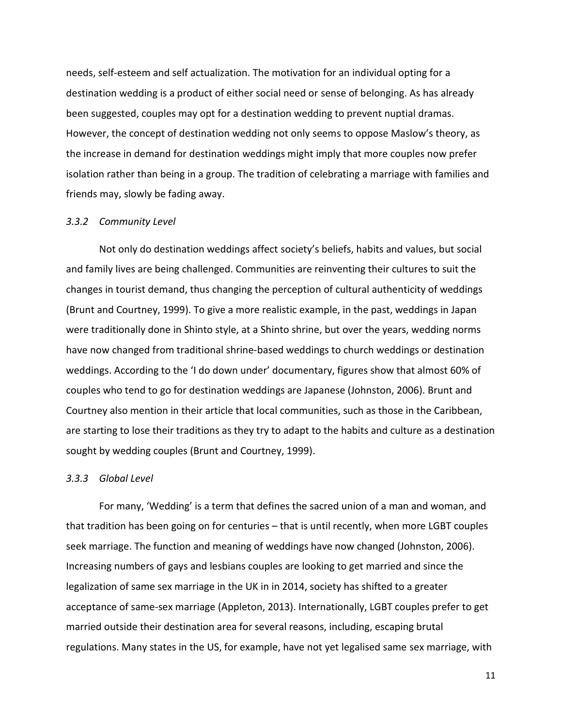needs, self-esteem and self actualization. The motivation for an individual opting for a destination wedding is a product of either social need or sense of belonging. As has already been suggested, couples may opt for a destination wedding to prevent nuptial dramas. However, the concept of destination wedding not only seems to oppose Maslow's theory, as the increase in demand for destination weddings might imply that more couples now prefer isolation rather than being in a group. The tradition of celebrating a marriage with families and friends may, slowly be fading away.

### *3.3.2 Community Level*

Not only do destination weddings affect society's beliefs, habits and values, but social and family lives are being challenged. Communities are reinventing their cultures to suit the changes in tourist demand, thus changing the perception of cultural authenticity of weddings (Brunt and Courtney, 1999). To give a more realistic example, in the past, weddings in Japan were traditionally done in Shinto style, at a Shinto shrine, but over the years, wedding norms have now changed from traditional shrine-based weddings to church weddings or destination weddings. According to the 'I do down under' documentary, figures show that almost 60% of couples who tend to go for destination weddings are Japanese (Johnston, 2006). Brunt and Courtney also mention in their article that local communities, such as those in the Caribbean, are starting to lose their traditions as they try to adapt to the habits and culture as a destination sought by wedding couples (Brunt and Courtney, 1999).

### *3.3.3 Global Level*

For many, 'Wedding' is a term that defines the sacred union of a man and woman, and that tradition has been going on for centuries – that is until recently, when more LGBT couples seek marriage. The function and meaning of weddings have now changed (Johnston, 2006). Increasing numbers of gays and lesbians couples are looking to get married and since the legalization of same sex marriage in the UK in in 2014, society has shifted to a greater acceptance of same-sex marriage (Appleton, 2013). Internationally, LGBT couples prefer to get married outside their destination area for several reasons, including, escaping brutal regulations. Many states in the US, for example, have not yet legalised same sex marriage, with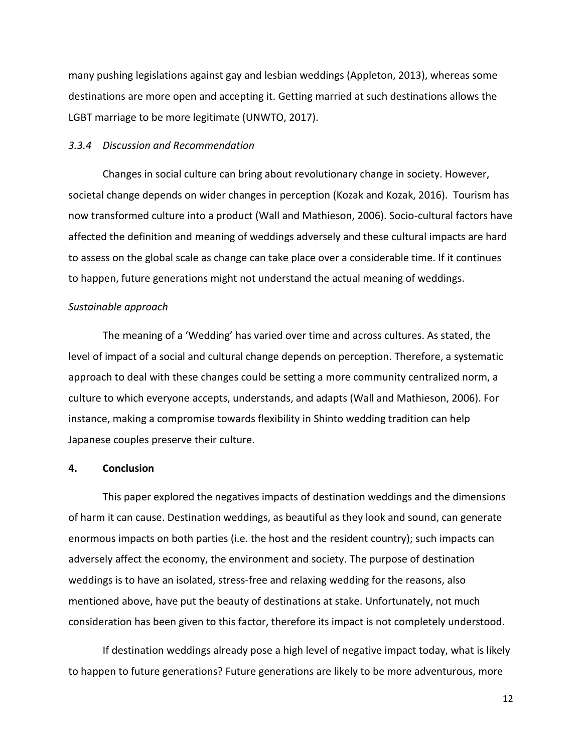many pushing legislations against gay and lesbian weddings (Appleton, 2013), whereas some destinations are more open and accepting it. Getting married at such destinations allows the LGBT marriage to be more legitimate (UNWTO, 2017).

#### *3.3.4 Discussion and Recommendation*

Changes in social culture can bring about revolutionary change in society. However, societal change depends on wider changes in perception (Kozak and Kozak, 2016). Tourism has now transformed culture into a product (Wall and Mathieson, 2006). Socio-cultural factors have affected the definition and meaning of weddings adversely and these cultural impacts are hard to assess on the global scale as change can take place over a considerable time. If it continues to happen, future generations might not understand the actual meaning of weddings.

*Sustainable approach*

The meaning of a 'Wedding' has varied over time and across cultures. As stated, the level of impact of a social and cultural change depends on perception. Therefore, a systematic approach to deal with these changes could be setting a more community centralized norm, a culture to which everyone accepts, understands, and adapts (Wall and Mathieson, 2006). For instance, making a compromise towards flexibility in Shinto wedding tradition can help Japanese couples preserve their culture.

## 4. Conclusion

This paper explored the negatives impacts of destination weddings and the dimensions of harm it can cause. Destination weddings, as beautiful as they look and sound, can generate enormous impacts on both parties (i.e. the host and the resident country); such impacts can adversely affect the economy, the environment and society. The purpose of destination weddings is to have an isolated, stress-free and relaxing wedding for the reasons, also mentioned above, have put the beauty of destinations at stake. Unfortunately, not much consideration has been given to this factor, therefore its impact is not completely understood.

If destination weddings already pose a high level of negative impact today, what is likely to happen to future generations? Future generations are likely to be more adventurous, more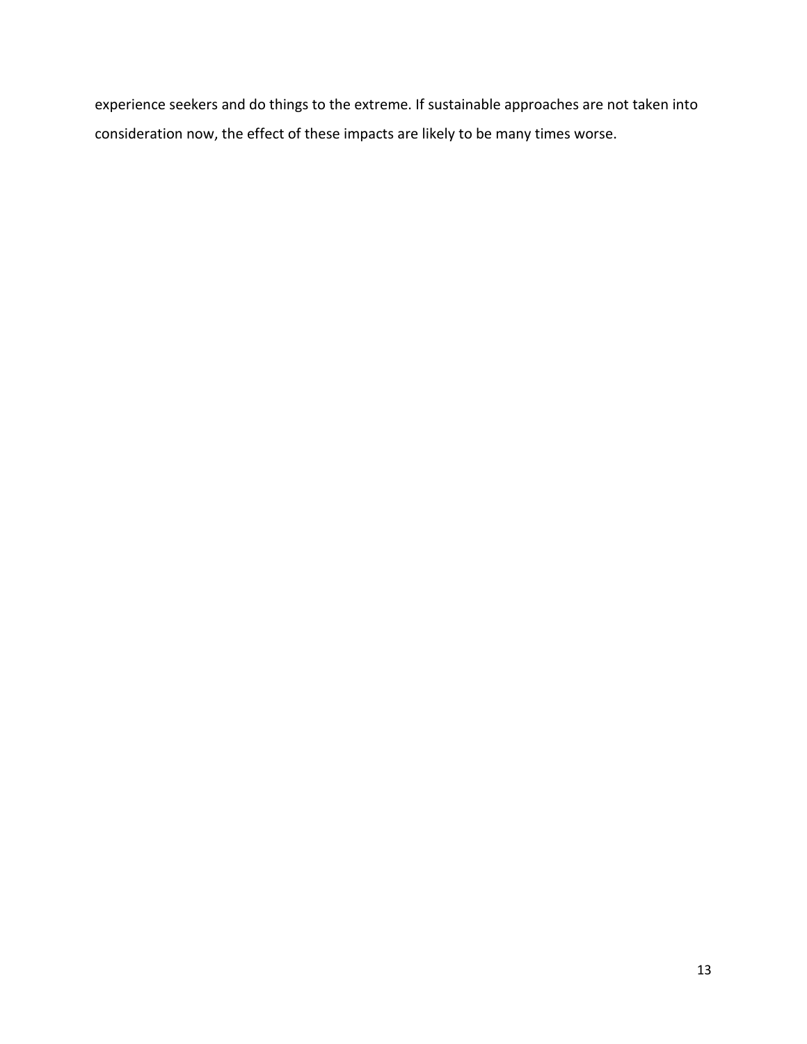experience seekers and do things to the extreme. If sustainable approaches are not taken into consideration now, the effect of these impacts are likely to be many times worse.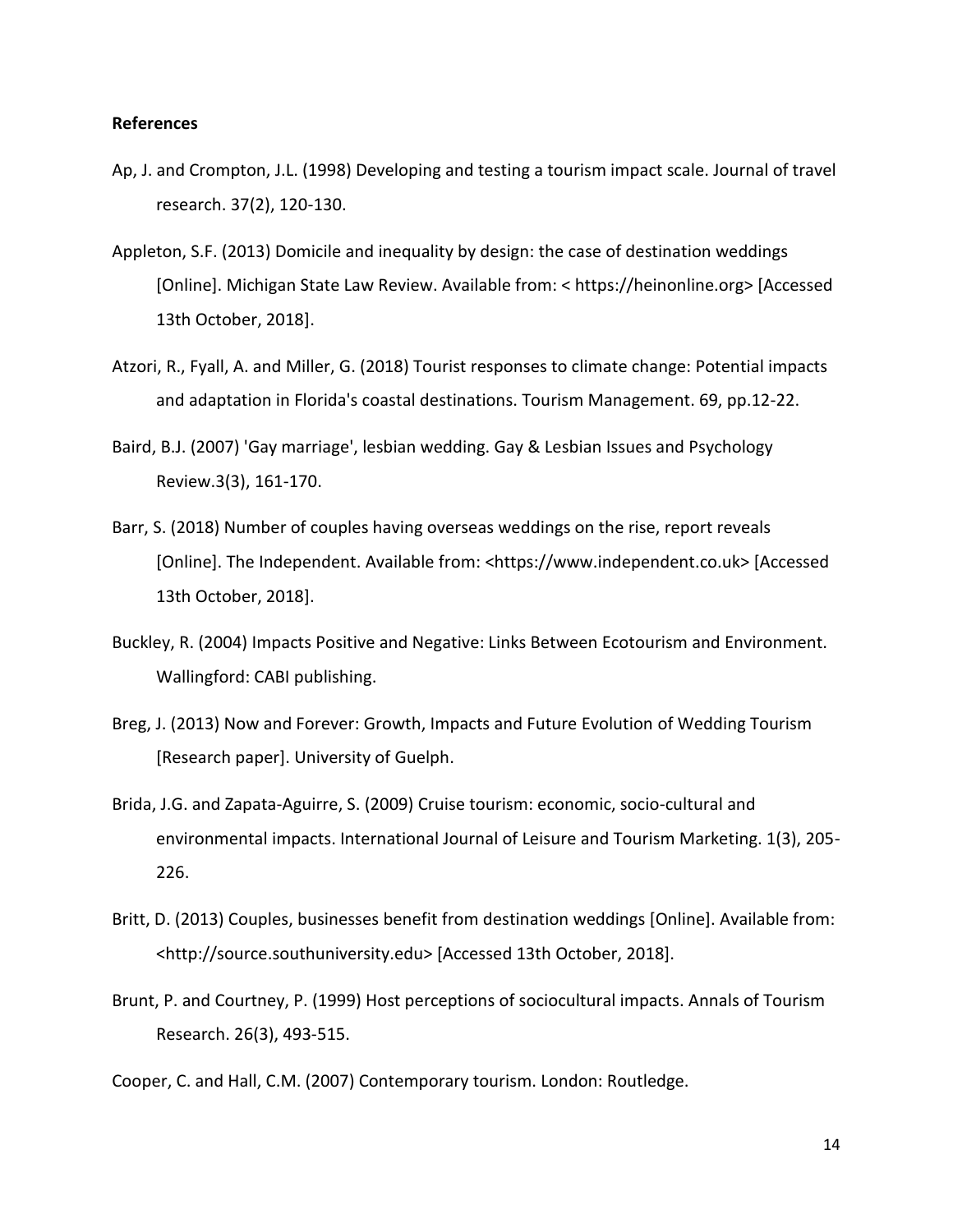**References**

Ap, J. and Crompton, J.L. (1998) Developing and testing a tourism impact scale. Journal of travel research. 37(2), 120-130.

Appleton, S.F. (2013) Domicile and inequality by design: the case of destination weddings [Online]. Michigan State Law Review. Available from: < https://heinonline.org> [Accessed 13th October, 2018].

Atzori, R., Fyall, A. and Miller, G. (2018) Tourist responses to climate change: Potential impacts and adaptation in Florida's coastal destinations. Tourism Management. 69, pp.12-22.

Baird, B.J. (2007) 'Gay marriage', lesbian wedding. Gay & Lesbian Issues and Psychology Review.3(3), 161-170.

Barr, S. (2018) Number of couples having overseas weddings on the rise, report reveals [Online]. The Independent. Available from: <https://www.independent.co.uk> [Accessed 13th October, 2018].

Buckley, R. (2004) Impacts Positive and Negative: Links Between Ecotourism and Environment. Wallingford: CABI publishing.

Breg, J. (2013) Now and Forever: Growth, Impacts and Future Evolution of Wedding Tourism [Research paper]. University of Guelph.

Brida, J.G. and Zapata-Aguirre, S. (2009) Cruise tourism: economic, socio-cultural and environmental impacts. International Journal of Leisure and Tourism Marketing. 1(3), 205-226.

Britt, D. (2013) Couples, businesses benefit from destination weddings [Online]. Available from: <http://source.southuniversity.edu> [Accessed 13th October, 2018].

Brunt, P. and Courtney, P. (1999) Host perceptions of sociocultural impacts. Annals of Tourism Research. 26(3), 493-515.

Cooper, C. and Hall, C.M. (2007) Contemporary tourism. London: Routledge.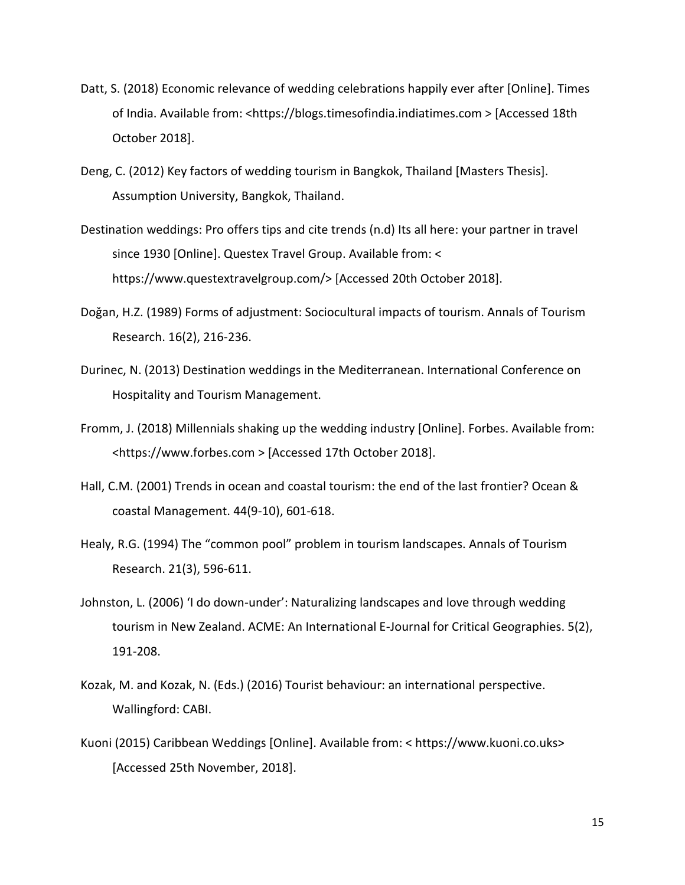Datt, S. (2018) Economic relevance of wedding celebrations happily ever after [Online]. Times of India. Available from: <https://blogs.timesofindia.indiatimes.com > [Accessed 18th October 2018].

Deng, C. (2012) Key factors of wedding tourism in Bangkok, Thailand [Masters Thesis]. Assumption University, Bangkok, Thailand.

Destination weddings: Pro offers tips and cite trends (n.d) Its all here: your partner in travel since 1930 [Online]. Questex Travel Group. Available from: < https://www.questextravelgroup.com/> [Accessed 20th October 2018].

Doğan, H.Z. (1989) Forms of adjustment: Sociocultural impacts of tourism. Annals of Tourism Research. 16(2), 216-236.

Durinec, N. (2013) Destination weddings in the Mediterranean. International Conference on Hospitality and Tourism Management.

Fromm, J. (2018) Millennials shaking up the wedding industry [Online]. Forbes. Available from: <https://www.forbes.com > [Accessed 17th October 2018].

Hall, C.M. (2001) Trends in ocean and coastal tourism: the end of the last frontier? Ocean & coastal Management. 44(9-10), 601-618.

Healy, R.G. (1994) The "common pool" problem in tourism landscapes. Annals of Tourism Research. 21(3), 596-611.

Johnston, L. (2006) 'I do down-under': Naturalizing landscapes and love through wedding tourism in New Zealand. ACME: An International E-Journal for Critical Geographies. 5(2), 191-208.

Kozak, M. and Kozak, N. (Eds.) (2016) Tourist behaviour: an international perspective. Wallingford: CABI.

Kuoni (2015) Caribbean Weddings [Online]. Available from: < https://www.kuoni.co.uks> [Accessed 25th November, 2018].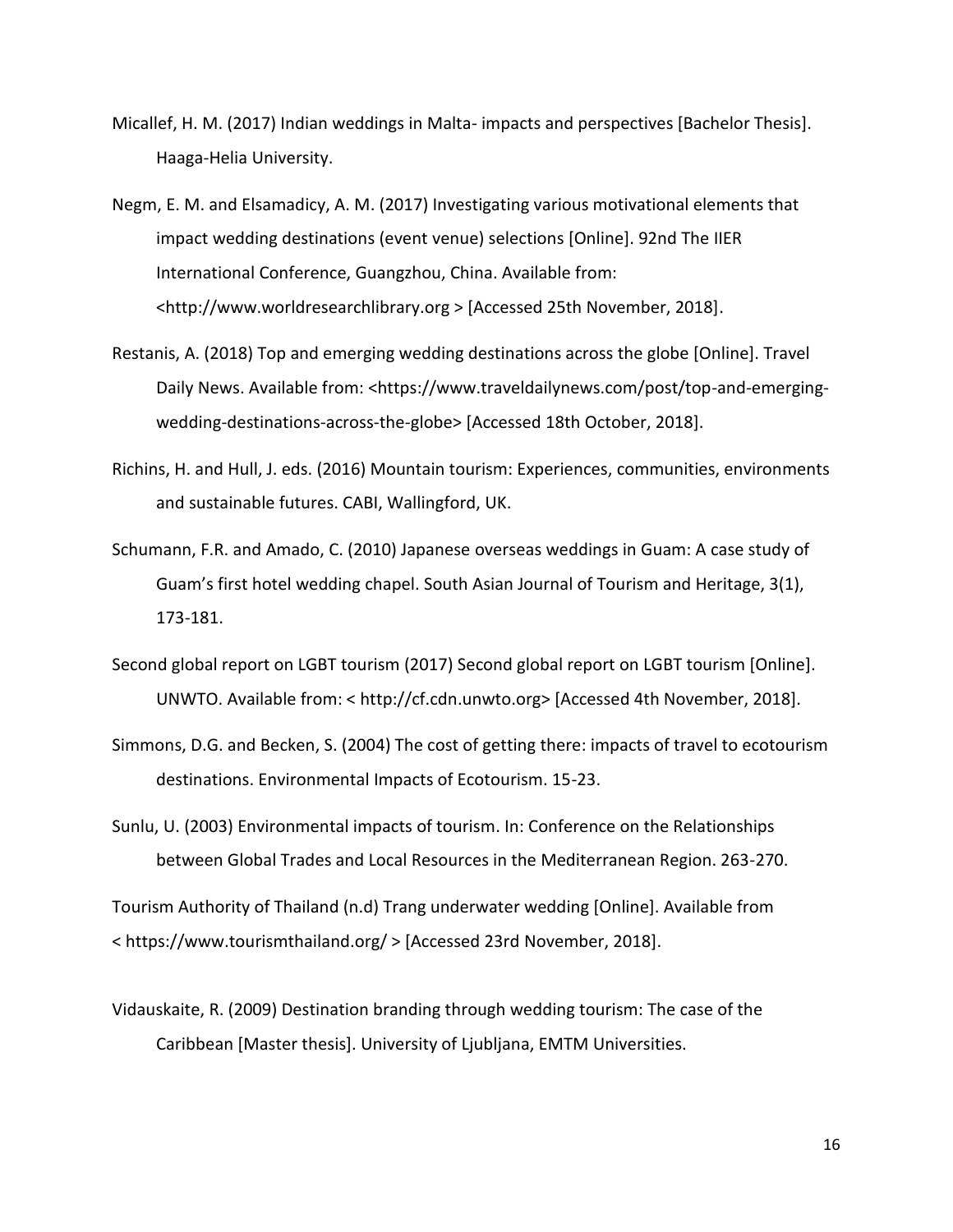Micallef, H. M. (2017) Indian weddings in Malta- impacts and perspectives [Bachelor Thesis]. Haaga-Helia University.

Negm, E. M. and Elsamadicy, A. M. (2017) Investigating various motivational elements that impact wedding destinations (event venue) selections [Online]. 92nd The IIER International Conference, Guangzhou, China. Available from: <http://www.worldresearchlibrary.org > [Accessed 25th November, 2018].

Restanis, A. (2018) Top and emerging wedding destinations across the globe [Online]. Travel Daily News. Available from: <https://www.traveldailynews.com/post/top-and-emerging-wedding-destinations-across-the-globe> [Accessed 18th October, 2018].

Richins, H. and Hull, J. eds. (2016) Mountain tourism: Experiences, communities, environments and sustainable futures. CABI, Wallingford, UK.

Schumann, F.R. and Amado, C. (2010) Japanese overseas weddings in Guam: A case study of Guam's first hotel wedding chapel. South Asian Journal of Tourism and Heritage, 3(1), 173-181.

Second global report on LGBT tourism (2017) Second global report on LGBT tourism [Online]. UNWTO. Available from: < http://cf.cdn.unwto.org> [Accessed 4th November, 2018].

Simmons, D.G. and Becken, S. (2004) The cost of getting there: impacts of travel to ecotourism destinations. Environmental Impacts of Ecotourism. 15-23.

Sunlu, U. (2003) Environmental impacts of tourism. In: Conference on the Relationships between Global Trades and Local Resources in the Mediterranean Region. 263-270.

Tourism Authority of Thailand (n.d) Trang underwater wedding [Online]. Available from < https://www.tourismthailand.org/ > [Accessed 23rd November, 2018].

Vidauskaite, R. (2009) Destination branding through wedding tourism: The case of the Caribbean [Master thesis]. University of Ljubljana, EMTM Universities.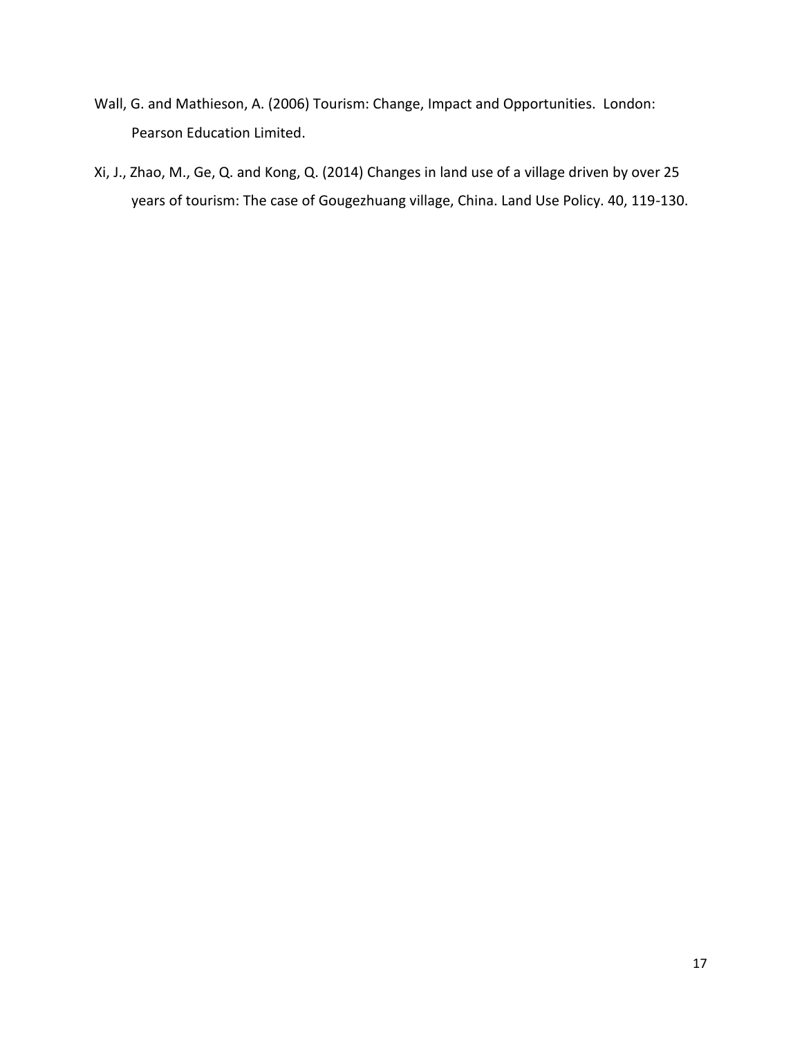Wall, G. and Mathieson, A. (2006) Tourism: Change, Impact and Opportunities. London: Pearson Education Limited.

Xi, J., Zhao, M., Ge, Q. and Kong, Q. (2014) Changes in land use of a village driven by over 25 years of tourism: The case of Gougezhuang village, China. Land Use Policy. 40, 119-130.